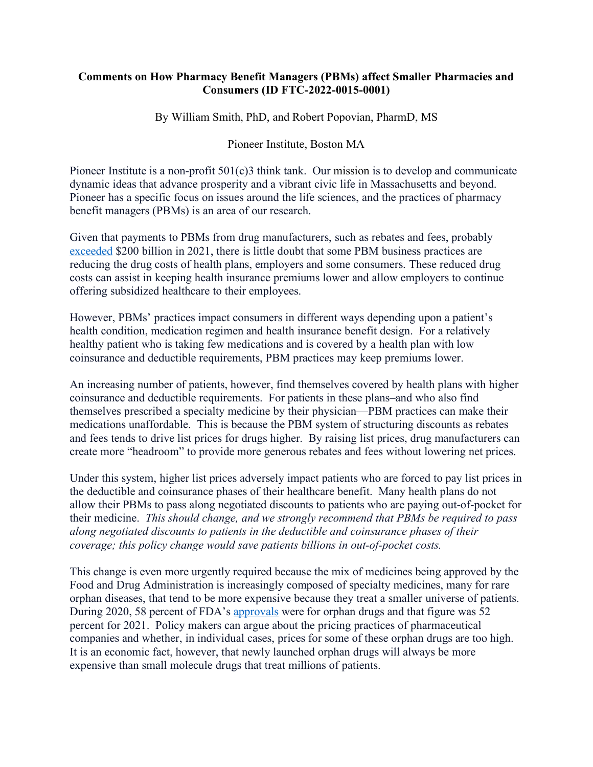**Comments on How Pharmacy Benefit Managers (PBMs) affect Smaller Pharmacies and Consumers (ID FTC-2022-0015-0001)**

By William Smith, PhD, and Robert Popovian, PharmD, MS

Pioneer Institute, Boston MA

Pioneer Institute is a non-profit 501(c)3 think tank. Our mission is to develop and communicate dynamic ideas that advance prosperity and a vibrant civic life in Massachusetts and beyond. Pioneer has a specific focus on issues around the life sciences, and the practices of pharmacy benefit managers (PBMs) is an area of our research.

Given that payments to PBMs from drug manufacturers, such as rebates and fees, probably exceeded $200 billion in 2021, there is little doubt that some PBM business practices are reducing the drug costs of health plans, employers and some consumers. These reduced drug costs can assist in keeping health insurance premiums lower and allow employers to continue offering subsidized healthcare to their employees.

However, PBMs' practices impact consumers in different ways depending upon a patient's health condition, medication regimen and health insurance benefit design. For a relatively healthy patient who is taking few medications and is covered by a health plan with low coinsurance and deductible requirements, PBM practices may keep premiums lower.

An increasing number of patients, however, find themselves covered by health plans with higher coinsurance and deductible requirements. For patients in these plans–and who also find themselves prescribed a specialty medicine by their physician—PBM practices can make their medications unaffordable. This is because the PBM system of structuring discounts as rebates and fees tends to drive list prices for drugs higher. By raising list prices, drug manufacturers can create more "headroom" to provide more generous rebates and fees without lowering net prices.

Under this system, higher list prices adversely impact patients who are forced to pay list prices in the deductible and coinsurance phases of their healthcare benefit. Many health plans do not allow their PBMs to pass along negotiated discounts to patients who are paying out-of-pocket for their medicine. *This should change, and we strongly recommend that PBMs be required to pass along negotiated discounts to patients in the deductible and coinsurance phases of their coverage; this policy change would save patients billions in out-of-pocket costs.*

This change is even more urgently required because the mix of medicines being approved by the Food and Drug Administration is increasingly composed of specialty medicines, many for rare orphan diseases, that tend to be more expensive because they treat a smaller universe of patients. During 2020, 58 percent of FDA's approvals were for orphan drugs and that figure was 52 percent for 2021. Policy makers can argue about the pricing practices of pharmaceutical companies and whether, in individual cases, prices for some of these orphan drugs are too high. It is an economic fact, however, that newly launched orphan drugs will always be more expensive than small molecule drugs that treat millions of patients.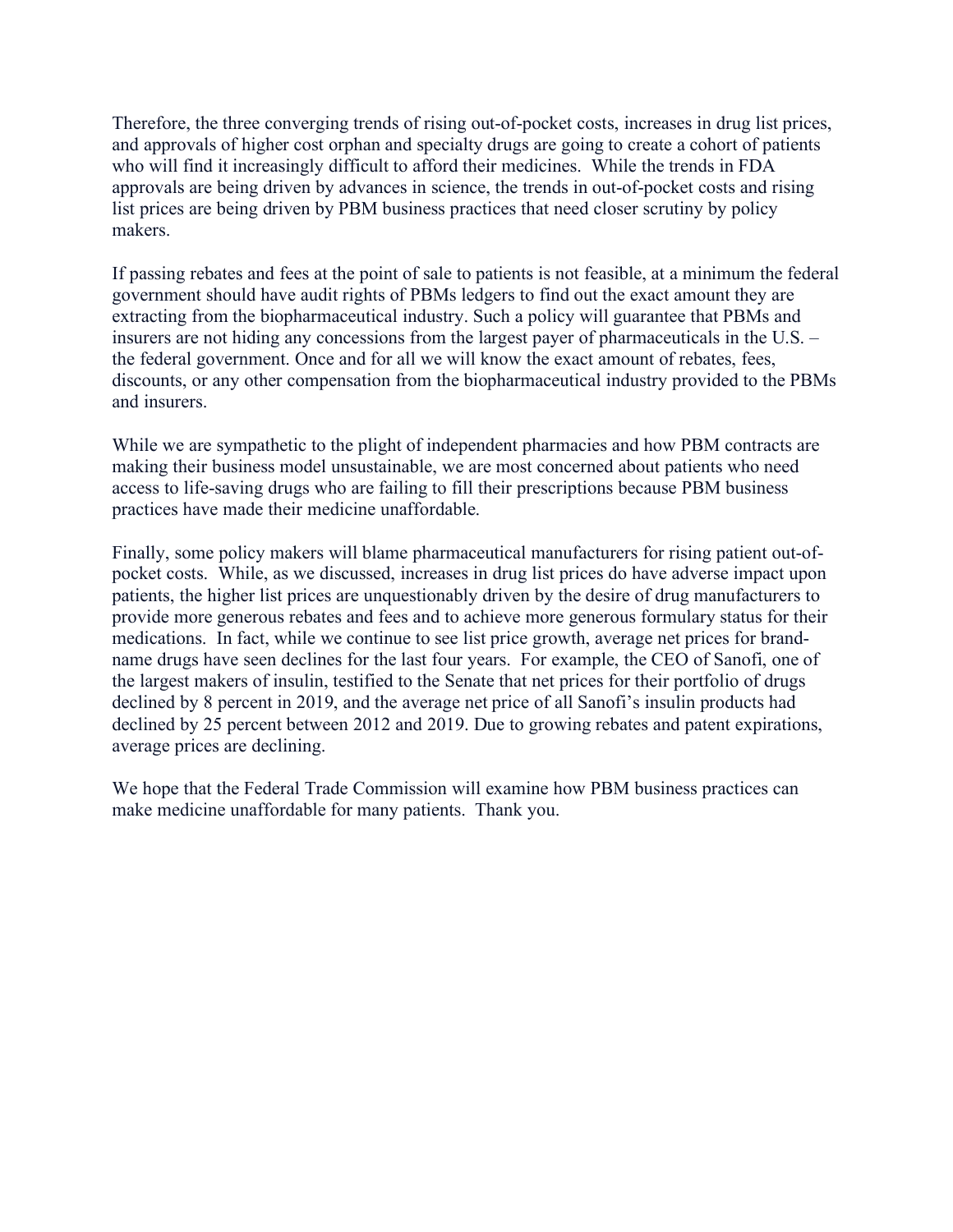Therefore, the three converging trends of rising out-of-pocket costs, increases in drug list prices, and approvals of higher cost orphan and specialty drugs are going to create a cohort of patients who will find it increasingly difficult to afford their medicines. While the trends in FDA approvals are being driven by advances in science, the trends in out-of-pocket costs and rising list prices are being driven by PBM business practices that need closer scrutiny by policy makers.

If passing rebates and fees at the point of sale to patients is not feasible, at a minimum the federal government should have audit rights of PBMs ledgers to find out the exact amount they are extracting from the biopharmaceutical industry. Such a policy will guarantee that PBMs and insurers are not hiding any concessions from the largest payer of pharmaceuticals in the U.S. – the federal government. Once and for all we will know the exact amount of rebates, fees, discounts, or any other compensation from the biopharmaceutical industry provided to the PBMs and insurers.

While we are sympathetic to the plight of independent pharmacies and how PBM contracts are making their business model unsustainable, we are most concerned about patients who need access to life-saving drugs who are failing to fill their prescriptions because PBM business practices have made their medicine unaffordable.

Finally, some policy makers will blame pharmaceutical manufacturers for rising patient out-of-pocket costs. While, as we discussed, increases in drug list prices do have adverse impact upon patients, the higher list prices are unquestionably driven by the desire of drug manufacturers to provide more generous rebates and fees and to achieve more generous formulary status for their medications. In fact, while we continue to see list price growth, average net prices for brand-name drugs have seen declines for the last four years. For example, the CEO of Sanofi, one of the largest makers of insulin, testified to the Senate that net prices for their portfolio of drugs declined by 8 percent in 2019, and the average net price of all Sanofi's insulin products had declined by 25 percent between 2012 and 2019. Due to growing rebates and patent expirations, average prices are declining.

We hope that the Federal Trade Commission will examine how PBM business practices can make medicine unaffordable for many patients. Thank you.